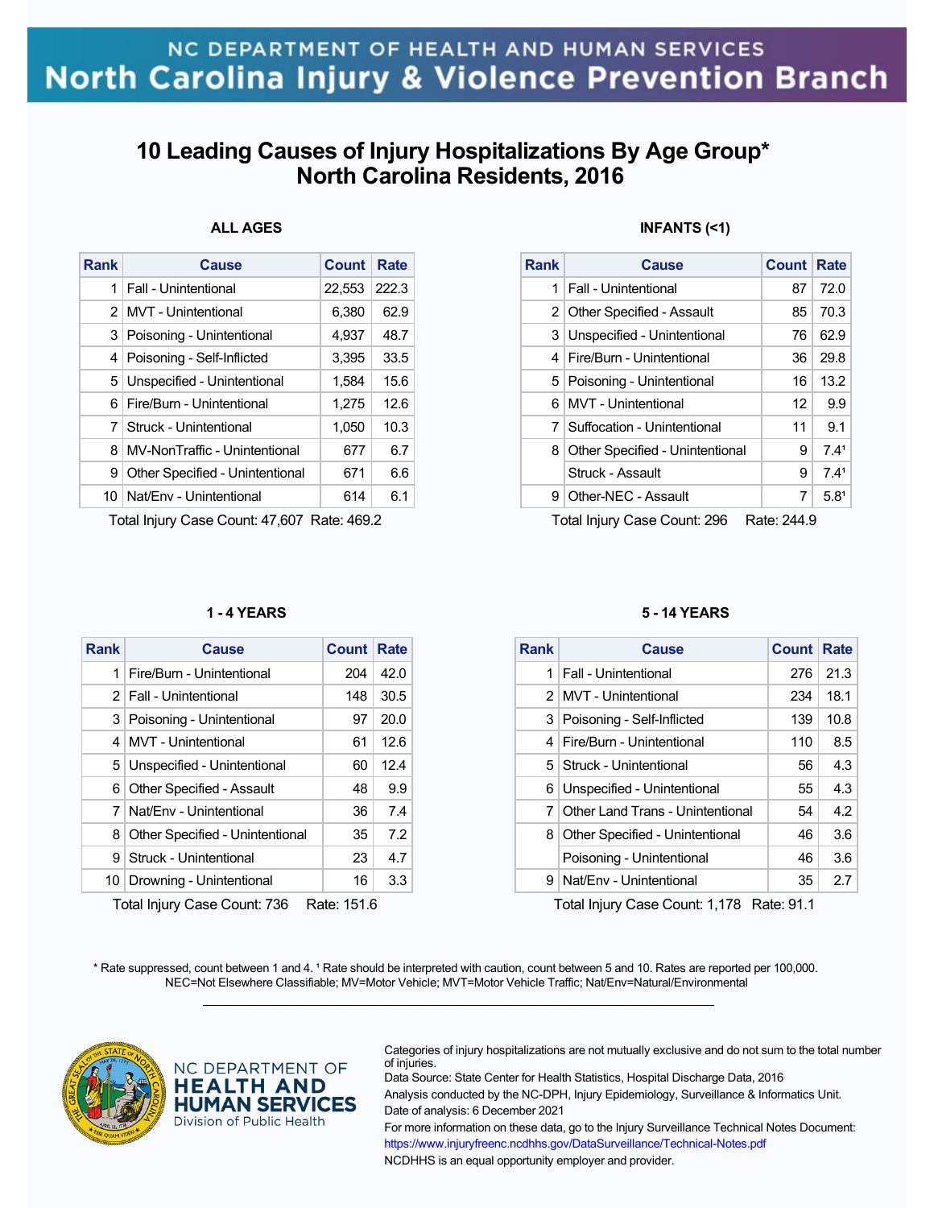NC DEPARTMENT OF HEALTH AND HUMAN SERVICES
North Carolina Injury & Violence Prevention Branch

# 10 Leading Causes of Injury Hospitalizations By Age Group* North Carolina Residents, 2016

### ALL AGES

| Rank | Cause | Count | Rate |
|---|---|---|---|
| 1 | Fall - Unintentional | 22,553 | 222.3 |
| 2 | MVT - Unintentional | 6,380 | 62.9 |
| 3 | Poisoning - Unintentional | 4,937 | 48.7 |
| 4 | Poisoning - Self-Inflicted | 3,395 | 33.5 |
| 5 | Unspecified - Unintentional | 1,584 | 15.6 |
| 6 | Fire/Burn - Unintentional | 1,275 | 12.6 |
| 7 | Struck - Unintentional | 1,050 | 10.3 |
| 8 | MV-NonTraffic - Unintentional | 677 | 6.7 |
| 9 | Other Specified - Unintentional | 671 | 6.6 |
| 10 | Nat/Env - Unintentional | 614 | 6.1 |

Total Injury Case Count: 47,607 Rate: 469.2

### INFANTS (<1)

| Rank | Cause | Count | Rate |
|---|---|---|---|
| 1 | Fall - Unintentional | 87 | 72.0 |
| 2 | Other Specified - Assault | 85 | 70.3 |
| 3 | Unspecified - Unintentional | 76 | 62.9 |
| 4 | Fire/Burn - Unintentional | 36 | 29.8 |
| 5 | Poisoning - Unintentional | 16 | 13.2 |
| 6 | MVT - Unintentional | 12 | 9.9 |
| 7 | Suffocation - Unintentional | 11 | 9.1 |
| 8 | Other Specified - Unintentional | 9 | 7.4[1] |
| | Struck - Assault | 9 | 7.4[1] |
| 9 | Other-NEC - Assault | 7 | 5.8[1] |

Total Injury Case Count: 296 Rate: 244.9

### 1 - 4 YEARS

| Rank | Cause | Count | Rate |
|---|---|---|---|
| 1 | Fire/Burn - Unintentional | 204 | 42.0 |
| 2 | Fall - Unintentional | 148 | 30.5 |
| 3 | Poisoning - Unintentional | 97 | 20.0 |
| 4 | MVT - Unintentional | 61 | 12.6 |
| 5 | Unspecified - Unintentional | 60 | 12.4 |
| 6 | Other Specified - Assault | 48 | 9.9 |
| 7 | Nat/Env - Unintentional | 36 | 7.4 |
| 8 | Other Specified - Unintentional | 35 | 7.2 |
| 9 | Struck - Unintentional | 23 | 4.7 |
| 10 | Drowning - Unintentional | 16 | 3.3 |

Total Injury Case Count: 736 Rate: 151.6

### 5 - 14 YEARS

| Rank | Cause | Count | Rate |
|---|---|---|---|
| 1 | Fall - Unintentional | 276 | 21.3 |
| 2 | MVT - Unintentional | 234 | 18.1 |
| 3 | Poisoning - Self-Inflicted | 139 | 10.8 |
| 4 | Fire/Burn - Unintentional | 110 | 8.5 |
| 5 | Struck - Unintentional | 56 | 4.3 |
| 6 | Unspecified - Unintentional | 55 | 4.3 |
| 7 | Other Land Trans - Unintentional | 54 | 4.2 |
| 8 | Other Specified - Unintentional | 46 | 3.6 |
| | Poisoning - Unintentional | 46 | 3.6 |
| 9 | Nat/Env - Unintentional | 35 | 2.7 |

Total Injury Case Count: 1,178 Rate: 91.1

* Rate suppressed, count between 1 and 4. [1] Rate should be interpreted with caution, count between 5 and 10. Rates are reported per 100,000. NEC=Not Elsewhere Classifiable; MV=Motor Vehicle; MVT=Motor Vehicle Traffic; Nat/Env=Natural/Environmental

NC DEPARTMENT OF HEALTH AND HUMAN SERVICES
Division of Public Health

Categories of injury hospitalizations are not mutually exclusive and do not sum to the total number of injuries.
Data Source: State Center for Health Statistics, Hospital Discharge Data, 2016
Analysis conducted by the NC-DPH, Injury Epidemiology, Surveillance & Informatics Unit.
Date of analysis: 6 December 2021
For more information on these data, go to the Injury Surveillance Technical Notes Document: https://www.injuryfreenc.ncdhhs.gov/DataSurveillance/Technical-Notes.pdf
NCDHHS is an equal opportunity employer and provider.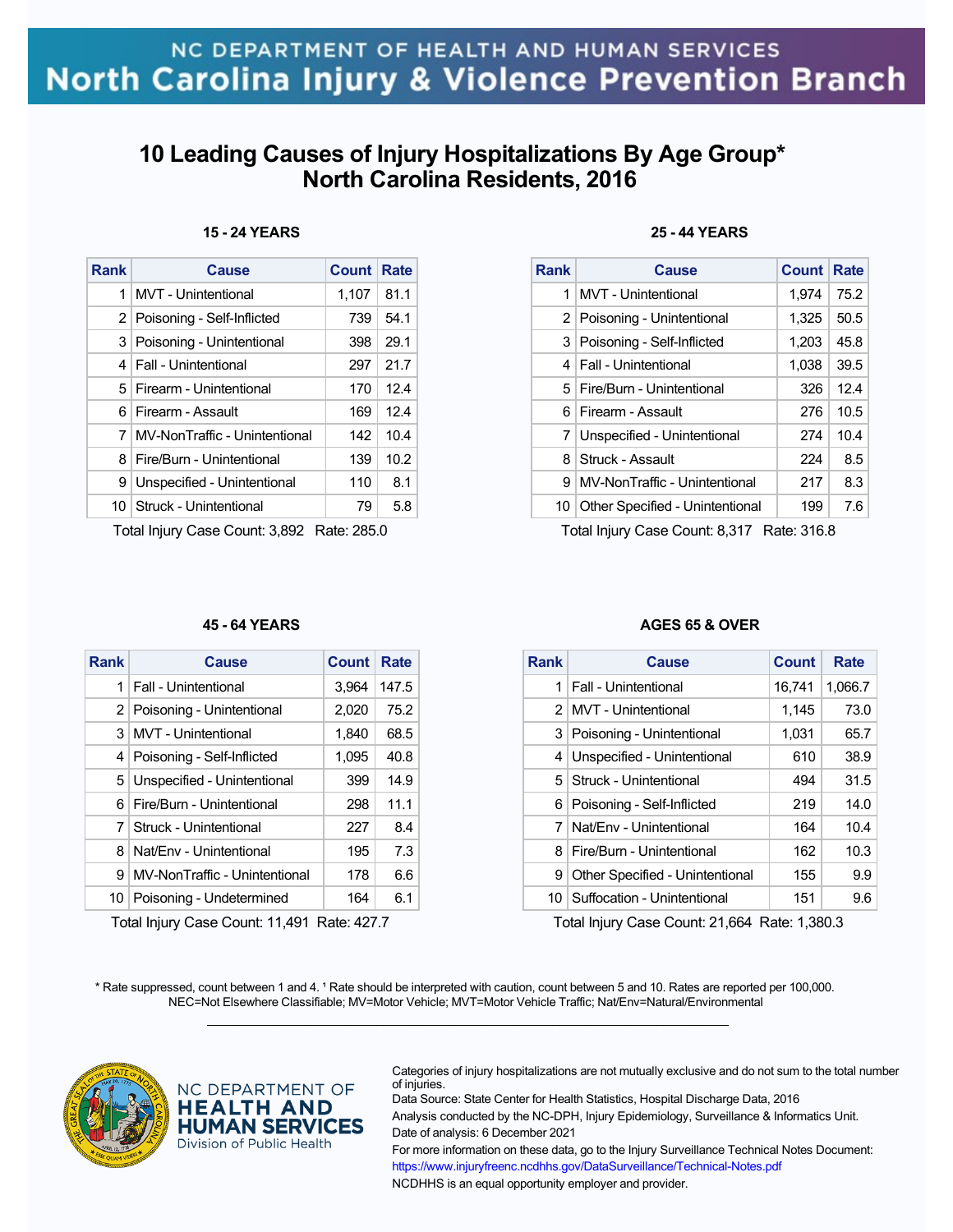NC DEPARTMENT OF HEALTH AND HUMAN SERVICES

# North Carolina Injury & Violence Prevention Branch

## 10 Leading Causes of Injury Hospitalizations By Age Group*
## North Carolina Residents, 2016

### 15 - 24 YEARS

| Rank | Cause | Count | Rate |
|---|---|---|---|
| 1 | MVT - Unintentional | 1,107 | 81.1 |
| 2 | Poisoning - Self-Inflicted | 739 | 54.1 |
| 3 | Poisoning - Unintentional | 398 | 29.1 |
| 4 | Fall - Unintentional | 297 | 21.7 |
| 5 | Firearm - Unintentional | 170 | 12.4 |
| 6 | Firearm - Assault | 169 | 12.4 |
| 7 | MV-NonTraffic - Unintentional | 142 | 10.4 |
| 8 | Fire/Burn - Unintentional | 139 | 10.2 |
| 9 | Unspecified - Unintentional | 110 | 8.1 |
| 10 | Struck - Unintentional | 79 | 5.8 |

Total Injury Case Count: 3,892 Rate: 285.0

### 25 - 44 YEARS

| Rank | Cause | Count | Rate |
|---|---|---|---|
| 1 | MVT - Unintentional | 1,974 | 75.2 |
| 2 | Poisoning - Unintentional | 1,325 | 50.5 |
| 3 | Poisoning - Self-Inflicted | 1,203 | 45.8 |
| 4 | Fall - Unintentional | 1,038 | 39.5 |
| 5 | Fire/Burn - Unintentional | 326 | 12.4 |
| 6 | Firearm - Assault | 276 | 10.5 |
| 7 | Unspecified - Unintentional | 274 | 10.4 |
| 8 | Struck - Assault | 224 | 8.5 |
| 9 | MV-NonTraffic - Unintentional | 217 | 8.3 |
| 10 | Other Specified - Unintentional | 199 | 7.6 |

Total Injury Case Count: 8,317 Rate: 316.8

### 45 - 64 YEARS

| Rank | Cause | Count | Rate |
|---|---|---|---|
| 1 | Fall - Unintentional | 3,964 | 147.5 |
| 2 | Poisoning - Unintentional | 2,020 | 75.2 |
| 3 | MVT - Unintentional | 1,840 | 68.5 |
| 4 | Poisoning - Self-Inflicted | 1,095 | 40.8 |
| 5 | Unspecified - Unintentional | 399 | 14.9 |
| 6 | Fire/Burn - Unintentional | 298 | 11.1 |
| 7 | Struck - Unintentional | 227 | 8.4 |
| 8 | Nat/Env - Unintentional | 195 | 7.3 |
| 9 | MV-NonTraffic - Unintentional | 178 | 6.6 |
| 10 | Poisoning - Undetermined | 164 | 6.1 |

Total Injury Case Count: 11,491 Rate: 427.7

### AGES 65 & OVER

| Rank | Cause | Count | Rate |
|---|---|---|---|
| 1 | Fall - Unintentional | 16,741 | 1,066.7 |
| 2 | MVT - Unintentional | 1,145 | 73.0 |
| 3 | Poisoning - Unintentional | 1,031 | 65.7 |
| 4 | Unspecified - Unintentional | 610 | 38.9 |
| 5 | Struck - Unintentional | 494 | 31.5 |
| 6 | Poisoning - Self-Inflicted | 219 | 14.0 |
| 7 | Nat/Env - Unintentional | 164 | 10.4 |
| 8 | Fire/Burn - Unintentional | 162 | 10.3 |
| 9 | Other Specified - Unintentional | 155 | 9.9 |
| 10 | Suffocation - Unintentional | 151 | 9.6 |

Total Injury Case Count: 21,664 Rate: 1,380.3

* Rate suppressed, count between 1 and 4. [1] Rate should be interpreted with caution, count between 5 and 10. Rates are reported per 100,000.
NEC=Not Elsewhere Classifiable; MV=Motor Vehicle; MVT=Motor Vehicle Traffic; Nat/Env=Natural/Environmental

NC DEPARTMENT OF HEALTH AND HUMAN SERVICES
Division of Public Health

Categories of injury hospitalizations are not mutually exclusive and do not sum to the total number of injuries.
Data Source: State Center for Health Statistics, Hospital Discharge Data, 2016
Analysis conducted by the NC-DPH, Injury Epidemiology, Surveillance & Informatics Unit.
Date of analysis: 6 December 2021
For more information on these data, go to the Injury Surveillance Technical Notes Document:
https://www.injuryfreenc.ncdhhs.gov/DataSurveillance/Technical-Notes.pdf
NCDHHS is an equal opportunity employer and provider.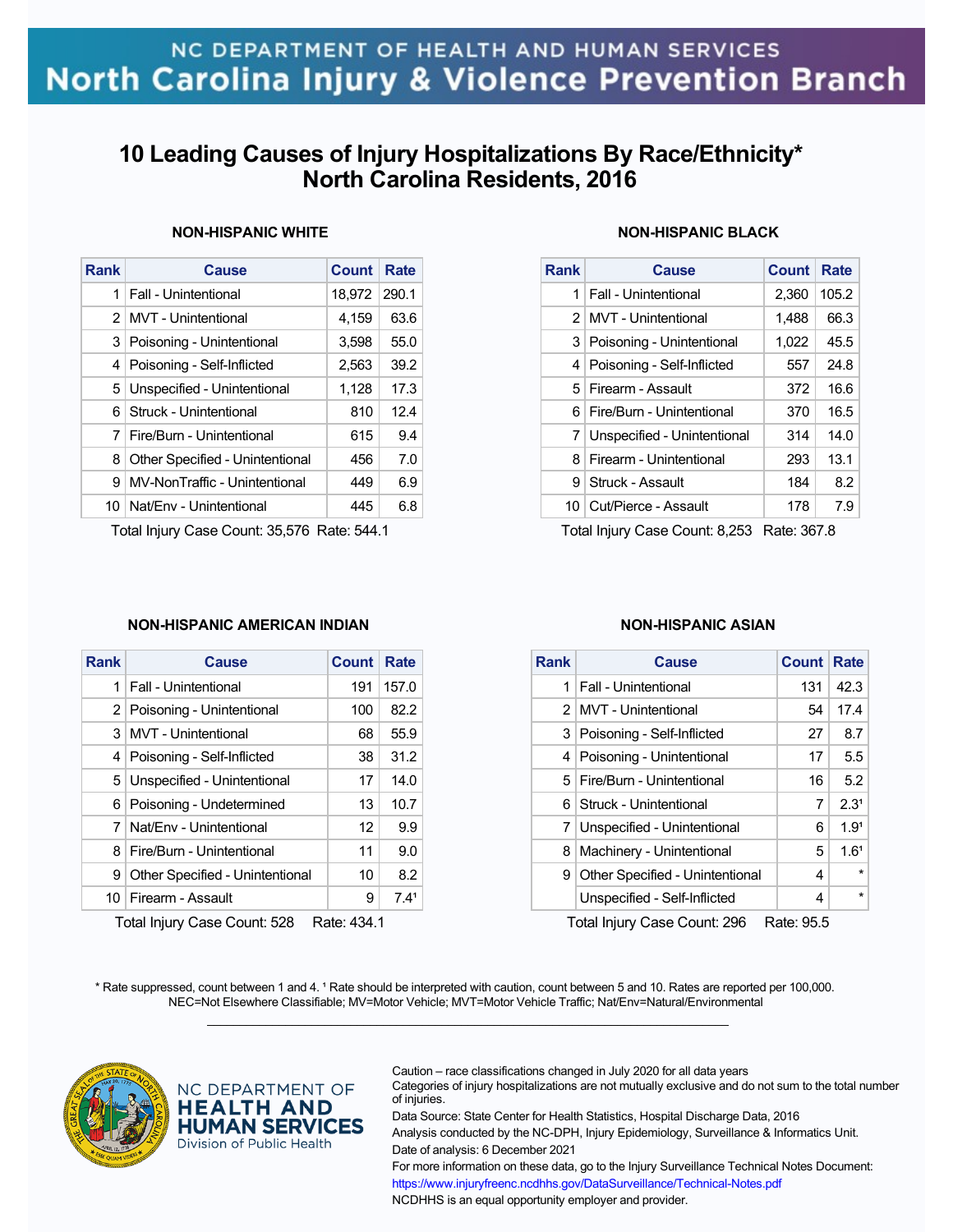NC DEPARTMENT OF HEALTH AND HUMAN SERVICES
North Carolina Injury & Violence Prevention Branch

# 10 Leading Causes of Injury Hospitalizations By Race/Ethnicity* North Carolina Residents, 2016

### NON-HISPANIC WHITE

| Rank | Cause | Count | Rate |
|---|---|---|---|
| 1 | Fall - Unintentional | 18,972 | 290.1 |
| 2 | MVT - Unintentional | 4,159 | 63.6 |
| 3 | Poisoning - Unintentional | 3,598 | 55.0 |
| 4 | Poisoning - Self-Inflicted | 2,563 | 39.2 |
| 5 | Unspecified - Unintentional | 1,128 | 17.3 |
| 6 | Struck - Unintentional | 810 | 12.4 |
| 7 | Fire/Burn - Unintentional | 615 | 9.4 |
| 8 | Other Specified - Unintentional | 456 | 7.0 |
| 9 | MV-NonTraffic - Unintentional | 449 | 6.9 |
| 10 | Nat/Env - Unintentional | 445 | 6.8 |

Total Injury Case Count: 35,576 Rate: 544.1

### NON-HISPANIC BLACK

| Rank | Cause | Count | Rate |
|---|---|---|---|
| 1 | Fall - Unintentional | 2,360 | 105.2 |
| 2 | MVT - Unintentional | 1,488 | 66.3 |
| 3 | Poisoning - Unintentional | 1,022 | 45.5 |
| 4 | Poisoning - Self-Inflicted | 557 | 24.8 |
| 5 | Firearm - Assault | 372 | 16.6 |
| 6 | Fire/Burn - Unintentional | 370 | 16.5 |
| 7 | Unspecified - Unintentional | 314 | 14.0 |
| 8 | Firearm - Unintentional | 293 | 13.1 |
| 9 | Struck - Assault | 184 | 8.2 |
| 10 | Cut/Pierce - Assault | 178 | 7.9 |

Total Injury Case Count: 8,253 Rate: 367.8

### NON-HISPANIC AMERICAN INDIAN

| Rank | Cause | Count | Rate |
|---|---|---|---|
| 1 | Fall - Unintentional | 191 | 157.0 |
| 2 | Poisoning - Unintentional | 100 | 82.2 |
| 3 | MVT - Unintentional | 68 | 55.9 |
| 4 | Poisoning - Self-Inflicted | 38 | 31.2 |
| 5 | Unspecified - Unintentional | 17 | 14.0 |
| 6 | Poisoning - Undetermined | 13 | 10.7 |
| 7 | Nat/Env - Unintentional | 12 | 9.9 |
| 8 | Fire/Burn - Unintentional | 11 | 9.0 |
| 9 | Other Specified - Unintentional | 10 | 8.2 |
| 10 | Firearm - Assault | 9 | 7.4[1] |

Total Injury Case Count: 528 Rate: 434.1

### NON-HISPANIC ASIAN

| Rank | Cause | Count | Rate |
|---|---|---|---|
| 1 | Fall - Unintentional | 131 | 42.3 |
| 2 | MVT - Unintentional | 54 | 17.4 |
| 3 | Poisoning - Self-Inflicted | 27 | 8.7 |
| 4 | Poisoning - Unintentional | 17 | 5.5 |
| 5 | Fire/Burn - Unintentional | 16 | 5.2 |
| 6 | Struck - Unintentional | 7 | 2.3[1] |
| 7 | Unspecified - Unintentional | 6 | 1.9[1] |
| 8 | Machinery - Unintentional | 5 | 1.6[1] |
| 9 | Other Specified - Unintentional | 4 | * |
| | Unspecified - Self-Inflicted | 4 | * |

Total Injury Case Count: 296 Rate: 95.5

* Rate suppressed, count between 1 and 4. [1] Rate should be interpreted with caution, count between 5 and 10. Rates are reported per 100,000.
NEC=Not Elsewhere Classifiable; MV=Motor Vehicle; MVT=Motor Vehicle Traffic; Nat/Env=Natural/Environmental

NC DEPARTMENT OF HEALTH AND HUMAN SERVICES
Division of Public Health

Caution – race classifications changed in July 2020 for all data years
Categories of injury hospitalizations are not mutually exclusive and do not sum to the total number of injuries.
Data Source: State Center for Health Statistics, Hospital Discharge Data, 2016
Analysis conducted by the NC-DPH, Injury Epidemiology, Surveillance & Informatics Unit.
Date of analysis: 6 December 2021
For more information on these data, go to the Injury Surveillance Technical Notes Document:
https://www.injuryfreenc.ncdhhs.gov/DataSurveillance/Technical-Notes.pdf
NCDHHS is an equal opportunity employer and provider.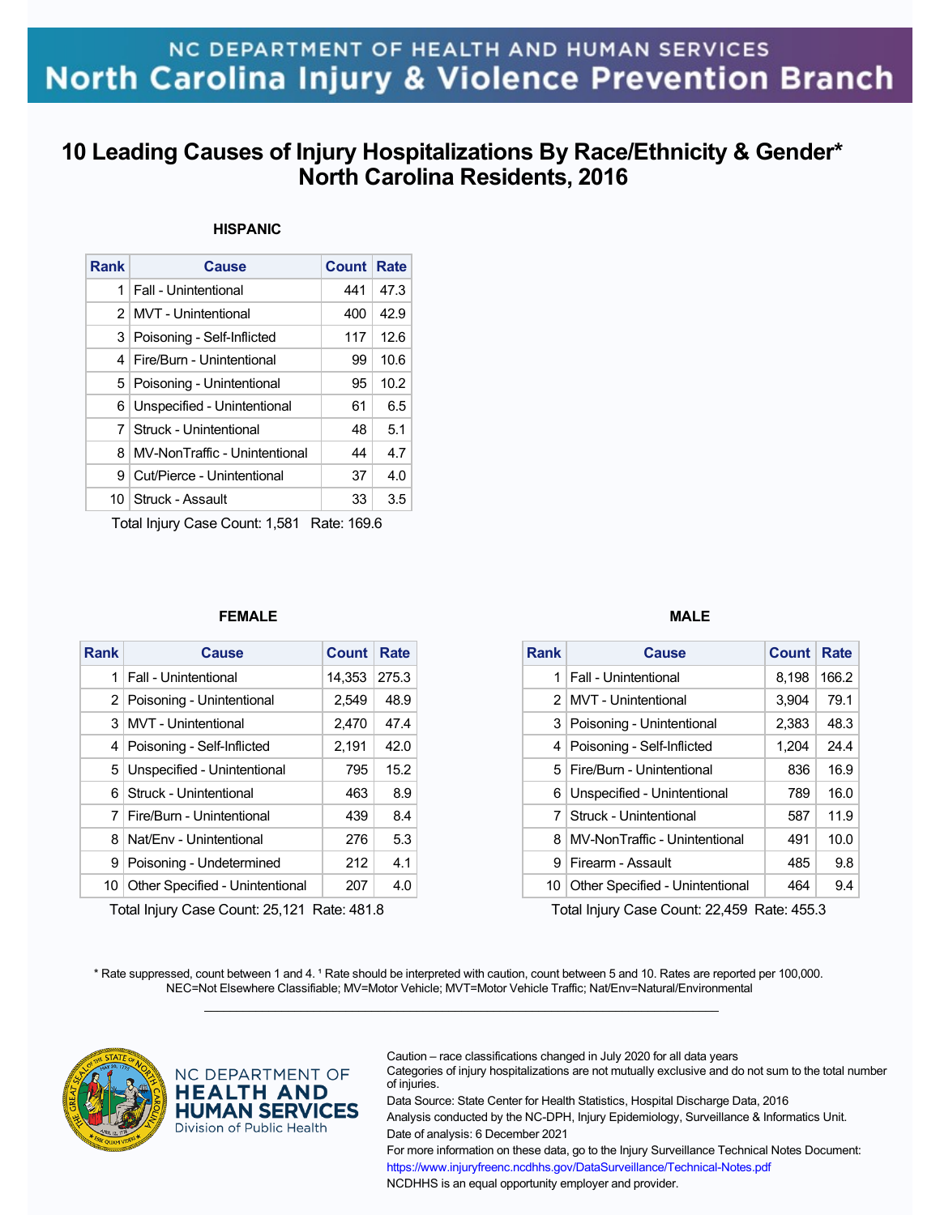NC DEPARTMENT OF HEALTH AND HUMAN SERVICES

North Carolina Injury & Violence Prevention Branch

# 10 Leading Causes of Injury Hospitalizations By Race/Ethnicity & Gender* North Carolina Residents, 2016

### HISPANIC

| Rank | Cause | Count | Rate |
|---|---|---|---|
| 1 | Fall - Unintentional | 441 | 47.3 |
| 2 | MVT - Unintentional | 400 | 42.9 |
| 3 | Poisoning - Self-Inflicted | 117 | 12.6 |
| 4 | Fire/Burn - Unintentional | 99 | 10.6 |
| 5 | Poisoning - Unintentional | 95 | 10.2 |
| 6 | Unspecified - Unintentional | 61 | 6.5 |
| 7 | Struck - Unintentional | 48 | 5.1 |
| 8 | MV-NonTraffic - Unintentional | 44 | 4.7 |
| 9 | Cut/Pierce - Unintentional | 37 | 4.0 |
| 10 | Struck - Assault | 33 | 3.5 |

Total Injury Case Count: 1,581 Rate: 169.6

### FEMALE

| Rank | Cause | Count | Rate |
|---|---|---|---|
| 1 | Fall - Unintentional | 14,353 | 275.3 |
| 2 | Poisoning - Unintentional | 2,549 | 48.9 |
| 3 | MVT - Unintentional | 2,470 | 47.4 |
| 4 | Poisoning - Self-Inflicted | 2,191 | 42.0 |
| 5 | Unspecified - Unintentional | 795 | 15.2 |
| 6 | Struck - Unintentional | 463 | 8.9 |
| 7 | Fire/Burn - Unintentional | 439 | 8.4 |
| 8 | Nat/Env - Unintentional | 276 | 5.3 |
| 9 | Poisoning - Undetermined | 212 | 4.1 |
| 10 | Other Specified - Unintentional | 207 | 4.0 |

Total Injury Case Count: 25,121 Rate: 481.8

### MALE

| Rank | Cause | Count | Rate |
|---|---|---|---|
| 1 | Fall - Unintentional | 8,198 | 166.2 |
| 2 | MVT - Unintentional | 3,904 | 79.1 |
| 3 | Poisoning - Unintentional | 2,383 | 48.3 |
| 4 | Poisoning - Self-Inflicted | 1,204 | 24.4 |
| 5 | Fire/Burn - Unintentional | 836 | 16.9 |
| 6 | Unspecified - Unintentional | 789 | 16.0 |
| 7 | Struck - Unintentional | 587 | 11.9 |
| 8 | MV-NonTraffic - Unintentional | 491 | 10.0 |
| 9 | Firearm - Assault | 485 | 9.8 |
| 10 | Other Specified - Unintentional | 464 | 9.4 |

Total Injury Case Count: 22,459 Rate: 455.3

\* Rate suppressed, count between 1 and 4. ¹ Rate should be interpreted with caution, count between 5 and 10. Rates are reported per 100,000.
NEC=Not Elsewhere Classifiable; MV=Motor Vehicle; MVT=Motor Vehicle Traffic; Nat/Env=Natural/Environmental

NC DEPARTMENT OF HEALTH AND HUMAN SERVICES
Division of Public Health

Caution – race classifications changed in July 2020 for all data years
Categories of injury hospitalizations are not mutually exclusive and do not sum to the total number of injuries.
Data Source: State Center for Health Statistics, Hospital Discharge Data, 2016
Analysis conducted by the NC-DPH, Injury Epidemiology, Surveillance & Informatics Unit.
Date of analysis: 6 December 2021
For more information on these data, go to the Injury Surveillance Technical Notes Document:
https://www.injuryfreenc.ncdhhs.gov/DataSurveillance/Technical-Notes.pdf
NCDHHS is an equal opportunity employer and provider.